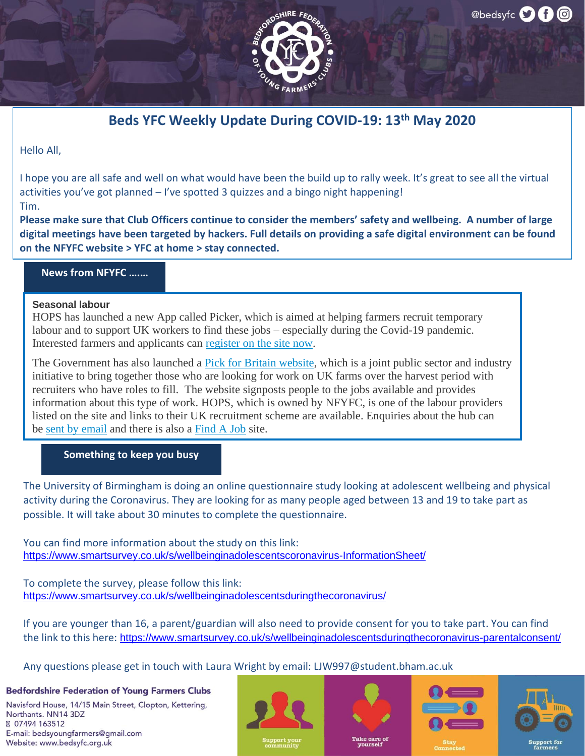@bedsyfc

# Beds YFC Weekly Update During COVID-19: 13th May 2020

Hello All,

I hope you are all safe and well on what would have been the build up to rally week. It's great to see all the virtual activities you've got planned – I've spotted 3 quizzes and a bingo night happening!
Tim.

**Please make sure that Club Officers continue to consider the members' safety and wellbeing. A number of large digital meetings have been targeted by hackers. Full details on providing a safe digital environment can be found on the NFYFC website > YFC at home > stay connected.**

## News from NFYFC …….

**Seasonal labour**

HOPS has launched a new App called Picker, which is aimed at helping farmers recruit temporary labour and to support UK workers to find these jobs – especially during the Covid-19 pandemic. Interested farmers and applicants can register on the site now.

The Government has also launched a Pick for Britain website, which is a joint public sector and industry initiative to bring together those who are looking for work on UK farms over the harvest period with recruiters who have roles to fill. The website signposts people to the jobs available and provides information about this type of work. HOPS, which is owned by NFYFC, is one of the labour providers listed on the site and links to their UK recruitment scheme are available. Enquiries about the hub can be sent by email and there is also a Find A Job site.

## Something to keep you busy

The University of Birmingham is doing an online questionnaire study looking at adolescent wellbeing and physical activity during the Coronavirus. They are looking for as many people aged between 13 and 19 to take part as possible. It will take about 30 minutes to complete the questionnaire.

You can find more information about the study on this link:
https://www.smartsurvey.co.uk/s/wellbeinginadolescentscoronavirus-InformationSheet/

To complete the survey, please follow this link:
https://www.smartsurvey.co.uk/s/wellbeinginadolescentsduringthecoronavirus/

If you are younger than 16, a parent/guardian will also need to provide consent for you to take part. You can find the link to this here: https://www.smartsurvey.co.uk/s/wellbeinginadolescentsduringthecoronavirus-parentalconsent/

Any questions please get in touch with Laura Wright by email: LJW997@student.bham.ac.uk

**Bedfordshire Federation of Young Farmers Clubs**
Navisford House, 14/15 Main Street, Clopton, Kettering, Northants. NN14 3DZ
07494 163512
E-mail: bedsyoungfarmers@gmail.com
Website: www.bedsyfc.org.uk

Support your community | Take care of yourself | Stay Connected | Support for farmers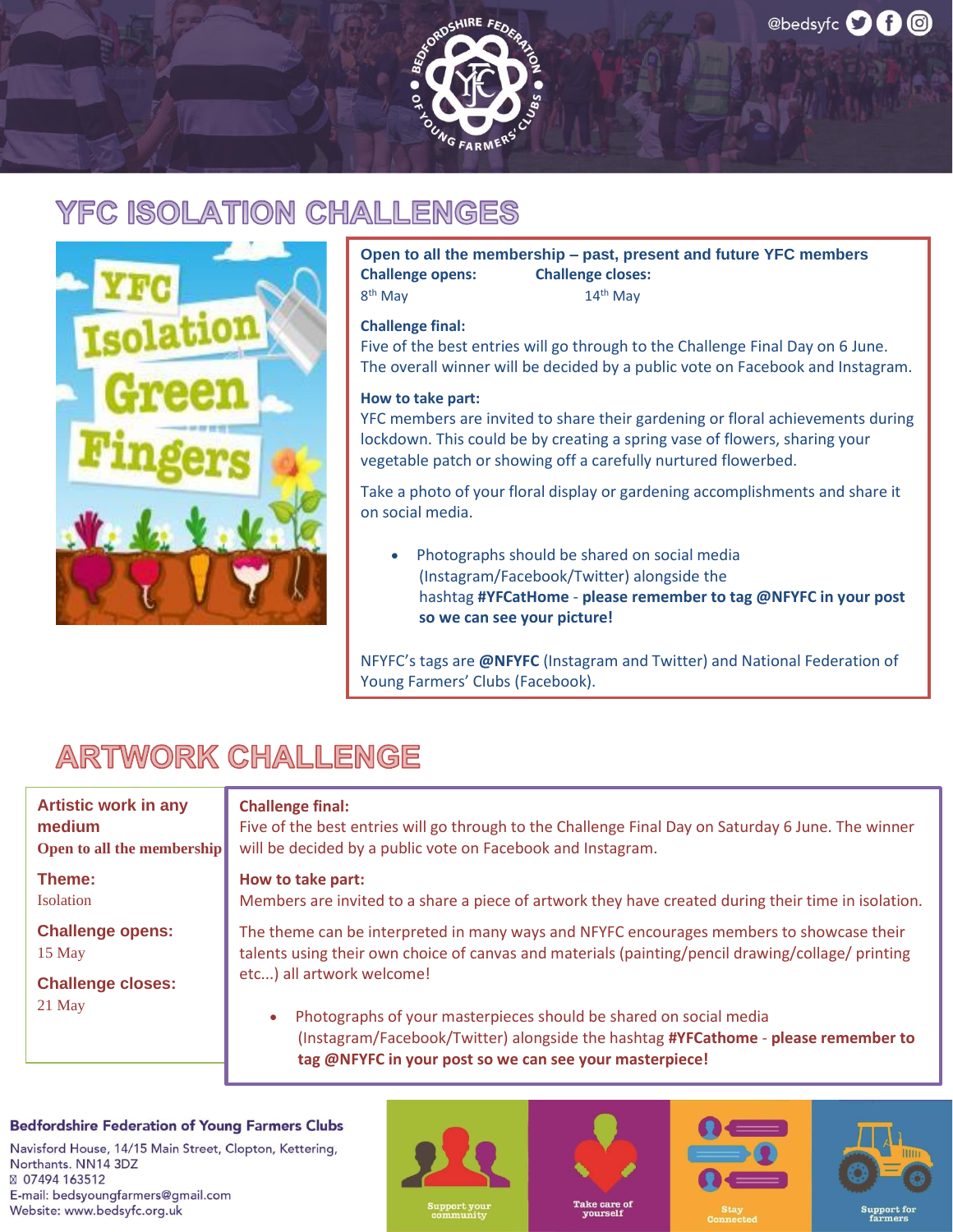# YFC ISOLATION CHALLENGES

**Open to all the membership – past, present and future YFC members**

**Challenge opens:** 8th May

**Challenge closes:** 14th May

**Challenge final:**
Five of the best entries will go through to the Challenge Final Day on 6 June. The overall winner will be decided by a public vote on Facebook and Instagram.

**How to take part:**
YFC members are invited to share their gardening or floral achievements during lockdown. This could be by creating a spring vase of flowers, sharing your vegetable patch or showing off a carefully nurtured flowerbed.

Take a photo of your floral display or gardening accomplishments and share it on social media.

- Photographs should be shared on social media (Instagram/Facebook/Twitter) alongside the hashtag **#YFCatHome** - **please remember to tag @NFYFC in your post so we can see your picture!**

NFYFC's tags are **@NFYFC** (Instagram and Twitter) and National Federation of Young Farmers' Clubs (Facebook).

# ARTWORK CHALLENGE

**Artistic work in any medium**

**Open to all the membership**

**Theme:**
Isolation

**Challenge opens:**
15 May

**Challenge closes:**
21 May

**Challenge final:**
Five of the best entries will go through to the Challenge Final Day on Saturday 6 June. The winner will be decided by a public vote on Facebook and Instagram.

**How to take part:**
Members are invited to a share a piece of artwork they have created during their time in isolation.

The theme can be interpreted in many ways and NFYFC encourages members to showcase their talents using their own choice of canvas and materials (painting/pencil drawing/collage/ printing etc...) all artwork welcome!

- Photographs of your masterpieces should be shared on social media (Instagram/Facebook/Twitter) alongside the hashtag **#YFCathome** - **please remember to tag @NFYFC in your post so we can see your masterpiece!**

**Bedfordshire Federation of Young Farmers Clubs**
Navisford House, 14/15 Main Street, Clopton, Kettering, Northants. NN14 3DZ
07494 163512
E-mail: bedsyoungfarmers@gmail.com
Website: www.bedsyfc.org.uk

Support your community | Take care of yourself | Stay Connected | Support for farmers